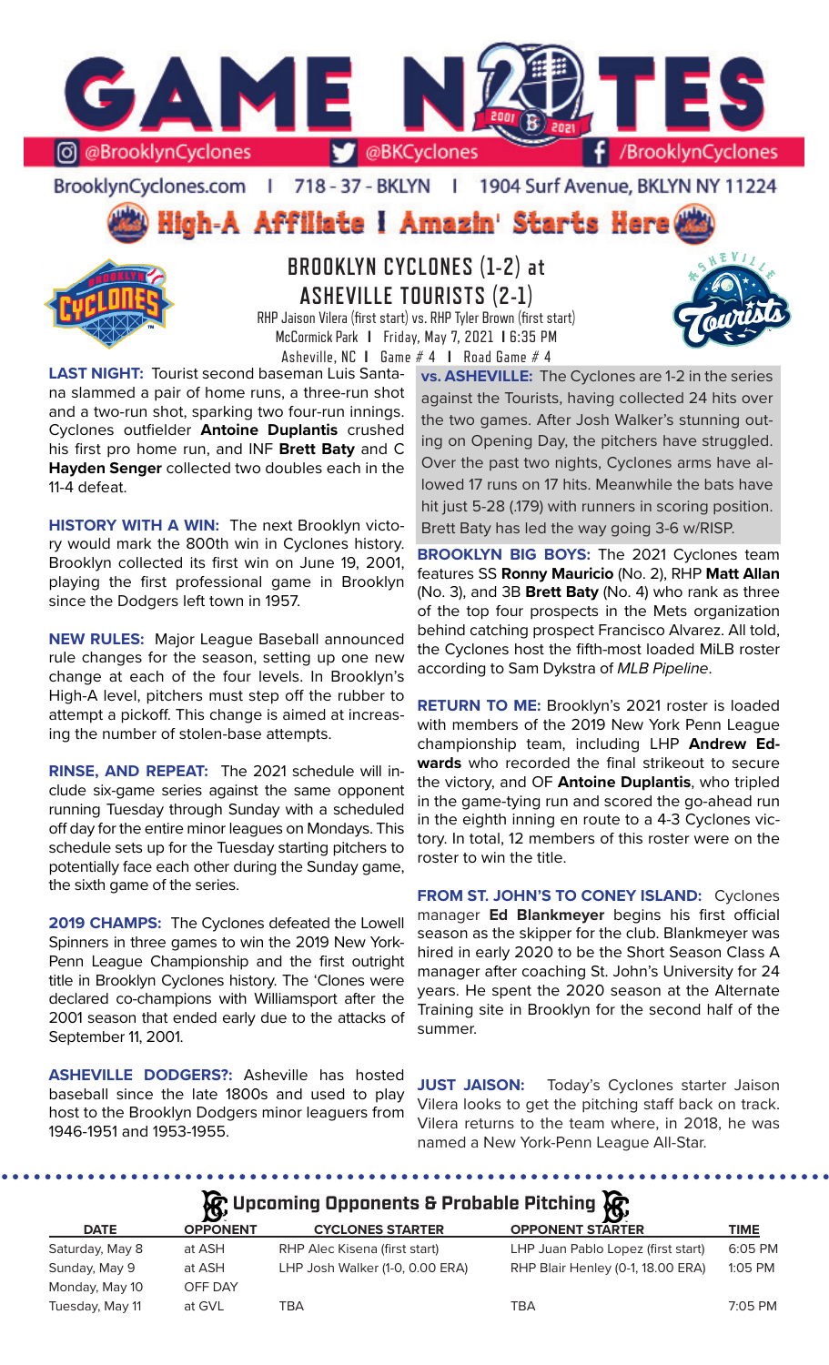# GAME NOTES

@BrooklynCyclones | @BKCyclones | /BrooklynCyclones

BrooklynCyclones.com | 718 - 37 - BKLYN | 1904 Surf Avenue, BKLYN NY 11224

**High-A Affiliate I Amazin' Starts Here**

## BROOKLYN CYCLONES (1-2) at ASHEVILLE TOURISTS (2-1)

RHP Jaison Vilera (first start) vs. RHP Tyler Brown (first start)
McCormick Park I Friday, May 7, 2021 I 6:35 PM
Asheville, NC I Game # 4 I Road Game # 4

**LAST NIGHT:** Tourist second baseman Luis Santana slammed a pair of home runs, a three-run shot and a two-run shot, sparking two four-run innings. Cyclones outfielder **Antoine Duplantis** crushed his first pro home run, and INF **Brett Baty** and C **Hayden Senger** collected two doubles each in the 11-4 defeat.

**HISTORY WITH A WIN:** The next Brooklyn victory would mark the 800th win in Cyclones history. Brooklyn collected its first win on June 19, 2001, playing the first professional game in Brooklyn since the Dodgers left town in 1957.

**NEW RULES:** Major League Baseball announced rule changes for the season, setting up one new change at each of the four levels. In Brooklyn's High-A level, pitchers must step off the rubber to attempt a pickoff. This change is aimed at increasing the number of stolen-base attempts.

**RINSE, AND REPEAT:** The 2021 schedule will include six-game series against the same opponent running Tuesday through Sunday with a scheduled off day for the entire minor leagues on Mondays. This schedule sets up for the Tuesday starting pitchers to potentially face each other during the Sunday game, the sixth game of the series.

**2019 CHAMPS:** The Cyclones defeated the Lowell Spinners in three games to win the 2019 New York-Penn League Championship and the first outright title in Brooklyn Cyclones history. The 'Clones were declared co-champions with Williamsport after the 2001 season that ended early due to the attacks of September 11, 2001.

**ASHEVILLE DODGERS?:** Asheville has hosted baseball since the late 1800s and used to play host to the Brooklyn Dodgers minor leaguers from 1946-1951 and 1953-1955.

**vs. ASHEVILLE:** The Cyclones are 1-2 in the series against the Tourists, having collected 24 hits over the two games. After Josh Walker's stunning outing on Opening Day, the pitchers have struggled. Over the past two nights, Cyclones arms have allowed 17 runs on 17 hits. Meanwhile the bats have hit just 5-28 (.179) with runners in scoring position. Brett Baty has led the way going 3-6 w/RISP.

**BROOKLYN BIG BOYS:** The 2021 Cyclones team features SS **Ronny Mauricio** (No. 2), RHP **Matt Allan** (No. 3), and 3B **Brett Baty** (No. 4) who rank as three of the top four prospects in the Mets organization behind catching prospect Francisco Alvarez. All told, the Cyclones host the fifth-most loaded MiLB roster according to Sam Dykstra of *MLB Pipeline*.

**RETURN TO ME:** Brooklyn's 2021 roster is loaded with members of the 2019 New York Penn League championship team, including LHP **Andrew Edwards** who recorded the final strikeout to secure the victory, and OF **Antoine Duplantis**, who tripled in the game-tying run and scored the go-ahead run in the eighth inning en route to a 4-3 Cyclones victory. In total, 12 members of this roster were on the roster to win the title.

**FROM ST. JOHN'S TO CONEY ISLAND:** Cyclones manager **Ed Blankmeyer** begins his first official season as the skipper for the club. Blankmeyer was hired in early 2020 to be the Short Season Class A manager after coaching St. John's University for 24 years. He spent the 2020 season at the Alternate Training site in Brooklyn for the second half of the summer.

**JUST JAISON:** Today's Cyclones starter Jaison Vilera looks to get the pitching staff back on track. Vilera returns to the team where, in 2018, he was named a New York-Penn League All-Star.

### Upcoming Opponents & Probable Pitching

| DATE | OPPONENT | CYCLONES STARTER | OPPONENT STARTER | TIME |
|---|---|---|---|---|
| Saturday, May 8 | at ASH | RHP Alec Kisena (first start) | LHP Juan Pablo Lopez (first start) | 6:05 PM |
| Sunday, May 9 | at ASH | LHP Josh Walker (1-0, 0.00 ERA) | RHP Blair Henley (0-1, 18.00 ERA) | 1:05 PM |
| Monday, May 10 | OFF DAY | | | |
| Tuesday, May 11 | at GVL | TBA | TBA | 7:05 PM |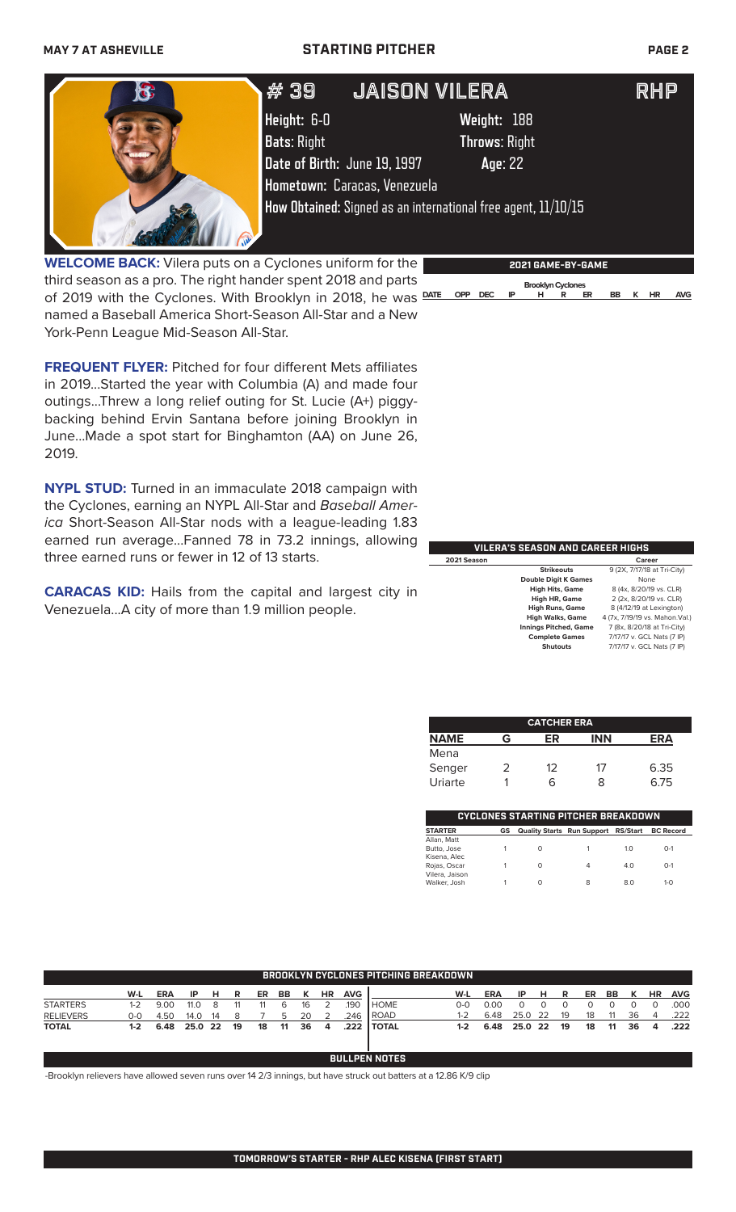MAY 7 AT ASHEVILLE — STARTING PITCHER

# # 39 JAISON VILERA — RHP

**Height:** 6-0 **Weight:** 188
**Bats:** Right **Throws:** Right
**Date of Birth:** June 19, 1997 **Age:** 22
**Hometown:** Caracas, Venezuela
**How Obtained:** Signed as an international free agent, 11/10/15

**WELCOME BACK:** Vilera puts on a Cyclones uniform for the third season as a pro. The right hander spent 2018 and parts of 2019 with the Cyclones. With Brooklyn in 2018, he was named a Baseball America Short-Season All-Star and a New York-Penn League Mid-Season All-Star.

**FREQUENT FLYER:** Pitched for four different Mets affiliates in 2019...Started the year with Columbia (A) and made four outings...Threw a long relief outing for St. Lucie (A+) piggybacking behind Ervin Santana before joining Brooklyn in June...Made a spot start for Binghamton (AA) on June 26, 2019.

**NYPL STUD:** Turned in an immaculate 2018 campaign with the Cyclones, earning an NYPL All-Star and *Baseball America* Short-Season All-Star nods with a league-leading 1.83 earned run average...Fanned 78 in 73.2 innings, allowing three earned runs or fewer in 12 of 13 starts.

**CARACAS KID:** Hails from the capital and largest city in Venezuela...A city of more than 1.9 million people.

## 2021 GAME-BY-GAME

Brooklyn Cyclones

| DATE | OPP | DEC | IP | H | R | ER | BB | K | HR | AVG |
|---|---|---|---|---|---|---|---|---|---|---|

## VILERA'S SEASON AND CAREER HIGHS

| 2021 Season | | Career |
|---|---|---|
| | Strikeouts | 9 (2X, 7/17/18 at Tri-City) |
| | Double Digit K Games | None |
| | High Hits, Game | 8 (4x, 8/20/19 vs. CLR) |
| | High HR, Game | 2 (2x, 8/20/19 vs. CLR) |
| | High Runs, Game | 8 (4/12/19 at Lexington) |
| | High Walks, Game | 4 (7x, 7/19/19 vs. Mahon.Val.) |
| | Innings Pitched, Game | 7 (8x, 8/20/18 at Tri-City) |
| | Complete Games | 7/17/17 v. GCL Nats (7 IP) |
| | Shutouts | 7/17/17 v. GCL Nats (7 IP) |

## CATCHER ERA

| NAME | G | ER | INN | ERA |
|---|---|---|---|---|
| Mena | | | | |
| Senger | 2 | 12 | 17 | 6.35 |
| Uriarte | 1 | 6 | 8 | 6.75 |

## CYCLONES STARTING PITCHER BREAKDOWN

| STARTER | GS | Quality Starts | Run Support | RS/Start | BC Record |
|---|---|---|---|---|---|
| Allan, Matt | | | | | |
| Butto, Jose | 1 | 0 | 1 | 1.0 | 0-1 |
| Kisena, Alec | | | | | |
| Rojas, Oscar | 1 | 0 | 4 | 4.0 | 0-1 |
| Vilera, Jaison | | | | | |
| Walker, Josh | 1 | 0 | 8 | 8.0 | 1-0 |

## BROOKLYN CYCLONES PITCHING BREAKDOWN

| | W-L | ERA | IP | H | R | ER | BB | K | HR | AVG | | W-L | ERA | IP | H | R | ER | BB | K | HR | AVG |
|---|---|---|---|---|---|---|---|---|---|---|---|---|---|---|---|---|---|---|---|---|---|
| STARTERS | 1-2 | 9.00 | 11.0 | 8 | 11 | 11 | 6 | 16 | 2 | .190 | HOME | 0-0 | 0.00 | 0 | 0 | 0 | 0 | 0 | 0 | 0 | .000 |
| RELIEVERS | 0-0 | 4.50 | 14.0 | 14 | 8 | 7 | 5 | 20 | 2 | .246 | ROAD | 1-2 | 6.48 | 25.0 | 22 | 19 | 18 | 11 | 36 | 4 | .222 |
| **TOTAL** | **1-2** | **6.48** | **25.0** | **22** | **19** | **18** | **11** | **36** | **4** | **.222** | **TOTAL** | **1-2** | **6.48** | **25.0** | **22** | **19** | **18** | **11** | **36** | **4** | **.222** |

## BULLPEN NOTES

-Brooklyn relievers have allowed seven runs over 14 2/3 innings, but have struck out batters at a 12.86 K/9 clip

**TOMORROW'S STARTER - RHP ALEC KISENA (FIRST START)**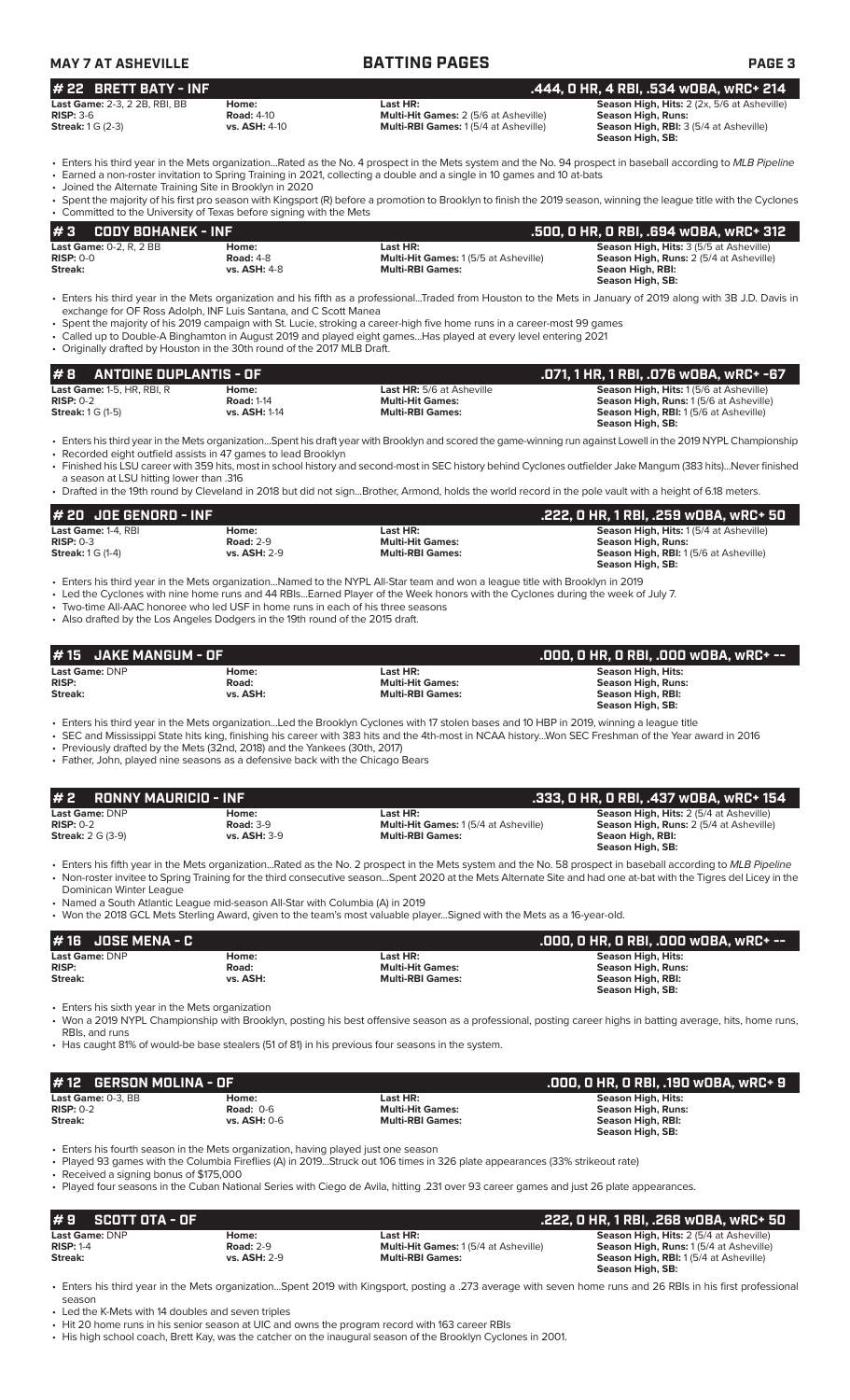## #22 BRETT BATY - INF — .444, 0 HR, 4 RBI, .534 wOBA, wRC+ 214

| | | | |
|---|---|---|---|
| **Last Game:** 2-3, 2 2B, RBI, BB | **Home:** | **Last HR:** | **Season High, Hits:** 2 (2x, 5/6 at Asheville) |
| **RISP:** 3-6 | **Road:** 4-10 | **Multi-Hit Games:** 2 (5/6 at Asheville) | **Season High, Runs:** |
| **Streak:** 1 G (2-3) | **vs. ASH:** 4-10 | **Multi-RBI Games:** 1 (5/4 at Asheville) | **Season High, RBI:** 3 (5/4 at Asheville) |
| | | | **Season High, SB:** |

- Enters his third year in the Mets organization...Rated as the No. 4 prospect in the Mets system and the No. 94 prospect in baseball according to *MLB Pipeline*
- Earned a non-roster invitation to Spring Training in 2021, collecting a double and a single in 10 games and 10 at-bats
- Joined the Alternate Training Site in Brooklyn in 2020
- Spent the majority of his first pro season with Kingsport (R) before a promotion to Brooklyn to finish the 2019 season, winning the league title with the Cyclones
- Committed to the University of Texas before signing with the Mets

## #3 CODY BOHANEK - INF — .500, 0 HR, 0 RBI, .694 wOBA, wRC+ 312

| | | | |
|---|---|---|---|
| **Last Game:** 0-2, R, 2 BB | **Home:** | **Last HR:** | **Season High, Hits:** 3 (5/5 at Asheville) |
| **RISP:** 0-0 | **Road:** 4-8 | **Multi-Hit Games:** 1 (5/5 at Asheville) | **Season High, Runs:** 2 (5/4 at Asheville) |
| **Streak:** | **vs. ASH:** 4-8 | **Multi-RBI Games:** | **Seaon High, RBI:** |
| | | | **Season High, SB:** |

- Enters his third year in the Mets organization and his fifth as a professional...Traded from Houston to the Mets in January of 2019 along with 3B J.D. Davis in exchange for OF Ross Adolph, INF Luis Santana, and C Scott Manea
- Spent the majority of his 2019 campaign with St. Lucie, stroking a career-high five home runs in a career-most 99 games
- Called up to Double-A Binghamton in August 2019 and played eight games...Has played at every level entering 2021
- Originally drafted by Houston in the 30th round of the 2017 MLB Draft.

## #8 ANTOINE DUPLANTIS - OF — .071, 1 HR, 1 RBI, .076 wOBA, wRC+ -67

| | | | |
|---|---|---|---|
| **Last Game:** 1-5, HR, RBI, R | **Home:** | **Last HR:** 5/6 at Asheville | **Season High, Hits:** 1 (5/6 at Asheville) |
| **RISP:** 0-2 | **Road:** 1-14 | **Multi-Hit Games:** | **Season High, Runs:** 1 (5/6 at Asheville) |
| **Streak:** 1 G (1-5) | **vs. ASH:** 1-14 | **Multi-RBI Games:** | **Season High, RBI:** 1 (5/6 at Asheville) |
| | | | **Season High, SB:** |

- Enters his third year in the Mets organization...Spent his draft year with Brooklyn and scored the game-winning run against Lowell in the 2019 NYPL Championship
- Recorded eight outfield assists in 47 games to lead Brooklyn
- Finished his LSU career with 359 hits, most in school history and second-most in SEC history behind Cyclones outfielder Jake Mangum (383 hits)...Never finished a season at LSU hitting lower than .316
- Drafted in the 19th round by Cleveland in 2018 but did not sign...Brother, Armond, holds the world record in the pole vault with a height of 6.18 meters.

## #20 JOE GENORD - INF — .222, 0 HR, 1 RBI, .259 wOBA, wRC+ 50

| | | | |
|---|---|---|---|
| **Last Game:** 1-4, RBI | **Home:** | **Last HR:** | **Season High, Hits:** 1 (5/4 at Asheville) |
| **RISP:** 0-3 | **Road:** 2-9 | **Multi-Hit Games:** | **Season High, Runs:** |
| **Streak:** 1 G (1-4) | **vs. ASH:** 2-9 | **Multi-RBI Games:** | **Season High, RBI:** 1 (5/6 at Asheville) |
| | | | **Season High, SB:** |

- Enters his third year in the Mets organization...Named to the NYPL All-Star team and won a league title with Brooklyn in 2019
- Led the Cyclones with nine home runs and 44 RBIs...Earned Player of the Week honors with the Cyclones during the week of July 7.
- Two-time All-AAC honoree who led USF in home runs in each of his three seasons
- Also drafted by the Los Angeles Dodgers in the 19th round of the 2015 draft.

## #15 JAKE MANGUM - OF — .000, 0 HR, 0 RBI, .000 wOBA, wRC+ --

| | | | |
|---|---|---|---|
| **Last Game:** DNP | **Home:** | **Last HR:** | **Season High, Hits:** |
| **RISP:** | **Road:** | **Multi-Hit Games:** | **Season High, Runs:** |
| **Streak:** | **vs. ASH:** | **Multi-RBI Games:** | **Season High, RBI:** |
| | | | **Season High, SB:** |

- Enters his third year in the Mets organization...Led the Brooklyn Cyclones with 17 stolen bases and 10 HBP in 2019, winning a league title
- SEC and Mississippi State hits king, finishing his career with 383 hits and the 4th-most in NCAA history...Won SEC Freshman of the Year award in 2016
- Previously drafted by the Mets (32nd, 2018) and the Yankees (30th, 2017)
- Father, John, played nine seasons as a defensive back with the Chicago Bears

## #2 RONNY MAURICIO - INF — .333, 0 HR, 0 RBI, .437 wOBA, wRC+ 154

| | | | |
|---|---|---|---|
| **Last Game:** DNP | **Home:** | **Last HR:** | **Season High, Hits:** 2 (5/4 at Asheville) |
| **RISP:** 0-2 | **Road:** 3-9 | **Multi-Hit Games:** 1 (5/4 at Asheville) | **Season High, Runs:** 2 (5/4 at Asheville) |
| **Streak:** 2 G (3-9) | **vs. ASH:** 3-9 | **Multi-RBI Games:** | **Seaon High, RBI:** |
| | | | **Season High, SB:** |

- Enters his fifth year in the Mets organization...Rated as the No. 2 prospect in the Mets system and the No. 58 prospect in baseball according to *MLB Pipeline*
- Non-roster invitee to Spring Training for the third consecutive season...Spent 2020 at the Mets Alternate Site and had one at-bat with the Tigres del Licey in the Dominican Winter League
- Named a South Atlantic League mid-season All-Star with Columbia (A) in 2019
- Won the 2018 GCL Mets Sterling Award, given to the team's most valuable player...Signed with the Mets as a 16-year-old.

## #16 JOSE MENA - C — .000, 0 HR, 0 RBI, .000 wOBA, wRC+ --

| | | | |
|---|---|---|---|
| **Last Game:** DNP | **Home:** | **Last HR:** | **Season High, Hits:** |
| **RISP:** | **Road:** | **Multi-Hit Games:** | **Season High, Runs:** |
| **Streak:** | **vs. ASH:** | **Multi-RBI Games:** | **Season High, RBI:** |
| | | | **Season High, SB:** |

- Enters his sixth year in the Mets organization
- Won a 2019 NYPL Championship with Brooklyn, posting his best offensive season as a professional, posting career highs in batting average, hits, home runs, RBIs, and runs
- Has caught 81% of would-be base stealers (51 of 81) in his previous four seasons in the system.

## #12 GERSON MOLINA - OF — .000, 0 HR, 0 RBI, .190 wOBA, wRC+ 9

| | | | |
|---|---|---|---|
| **Last Game:** 0-3, BB | **Home:** | **Last HR:** | **Season High, Hits:** |
| **RISP:** 0-2 | **Road:** 0-6 | **Multi-Hit Games:** | **Season High, Runs:** |
| **Streak:** | **vs. ASH:** 0-6 | **Multi-RBI Games:** | **Season High, RBI:** |
| | | | **Season High, SB:** |

- Enters his fourth season in the Mets organization, having played just one season
- Played 93 games with the Columbia Fireflies (A) in 2019...Struck out 106 times in 326 plate appearances (33% strikeout rate)
- Received a signing bonus of $175,000
- Played four seasons in the Cuban National Series with Ciego de Avila, hitting .231 over 93 career games and just 26 plate appearances.

## #9 SCOTT OTA - OF — .222, 0 HR, 1 RBI, .268 wOBA, wRC+ 50

| | | | |
|---|---|---|---|
| **Last Game:** DNP | **Home:** | **Last HR:** | **Season High, Hits:** 2 (5/4 at Asheville) |
| **RISP:** 1-4 | **Road:** 2-9 | **Multi-Hit Games:** 1 (5/4 at Asheville) | **Season High, Runs:** 1 (5/4 at Asheville) |
| **Streak:** | **vs. ASH:** 2-9 | **Multi-RBI Games:** | **Season High, RBI:** 1 (5/4 at Asheville) |
| | | | **Season High, SB:** |

- Enters his third year in the Mets organization...Spent 2019 with Kingsport, posting a .273 average with seven home runs and 26 RBIs in his first professional season
- Led the K-Mets with 14 doubles and seven triples
- Hit 20 home runs in his senior season at UIC and owns the program record with 163 career RBIs
- His high school coach, Brett Kay, was the catcher on the inaugural season of the Brooklyn Cyclones in 2001.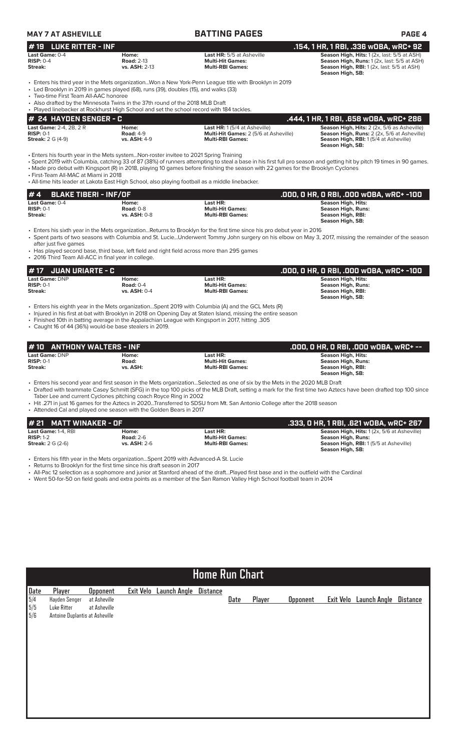**MAY 7 AT ASHEVILLE** | **BATTING PAGES**

## #19 LUKE RITTER - INF
**.154, 1 HR, 1 RBI, .336 wOBA, wRC+ 92**

| | | | |
|---|---|---|---|
| **Last Game:** 0-4 | **Home:** | **Last HR:** 5/5 at Asheville | **Season High, Hits:** 1 (2x, last: 5/5 at ASH) |
| **RISP:** 0-4 | **Road:** 2-13 | **Multi-Hit Games:** | **Season High, Runs:** 1 (2x, last: 5/5 at ASH) |
| **Streak:** | **vs. ASH:** 2-13 | **Multi-RBI Games:** | **Season High, RBI:** 1 (2x, last: 5/5 at ASH) |
| | | | **Season High, SB:** |

- Enters his third year in the Mets organization...Won a New York-Penn League title with Brooklyn in 2019
- Led Brooklyn in 2019 in games played (68), runs (39), doubles (15), and walks (33)
- Two-time First Team All-AAC honoree
- Also drafted by the Minnesota Twins in the 37th round of the 2018 MLB Draft
- Played linebacker at Rockhurst High School and set the school record with 184 tackles.

## # 24 HAYDEN SENGER - C
**.444, 1 HR, 1 RBI, .658 wOBA, wRC+ 286**

| | | | |
|---|---|---|---|
| **Last Game:** 2-4, 2B, 2 R | **Home:** | **Last HR:** 1 (5/4 at Asheville) | **Season High, Hits:** 2 (2x, 5/6 as Asheville) |
| **RISP:** 0-1 | **Road:** 4-9 | **Multi-Hit Games:** 2 (5/6 at Asheville) | **Season High, Runs:** 2 (2x, 5/6 at Asheville) |
| **Streak:** 2 G (4-9) | **vs. ASH:** 4-9 | **Multi-RBI Games:** | **Season High, RBI:** 1 (5/4 at Asheville) |
| | | | **Season High, SB:** |

- Enters his fourth year in the Mets system...Non-roster invitee to 2021 Spring Training
- Spent 2019 with Columbia, catching 33 of 87 (38%) of runners attempting to steal a base in his first full pro season and getting hit by pitch 19 times in 90 games.
- Made pro debut with Kingsport (R) in 2018, playing 10 games before finishing the season with 22 games for the Brooklyn Cyclones
- First-Team All-MAC at Miami in 2018
- All-time hits leader at Lakota East High School, also playing football as a middle linebacker.

## #4 BLAKE TIBERI - INF/OF
**.000, 0 HR, 0 RBI, .000 wOBA, wRC+ -100**

| | | | |
|---|---|---|---|
| **Last Game:** 0-4 | **Home:** | **Last HR:** | **Season High, Hits:** |
| **RISP:** 0-1 | **Road:** 0-8 | **Multi-Hit Games:** | **Season High, Runs:** |
| **Streak:** | **vs. ASH:** 0-8 | **Multi-RBI Games:** | **Season High, RBI:** |
| | | | **Season High, SB:** |

- Enters his sixth year in the Mets organization...Returns to Brooklyn for the first time since his pro debut year in 2016
- Spent parts of two seasons with Columbia and St. Lucie...Underwent Tommy John surgery on his elbow on May 3, 2017, missing the remainder of the season after just five games
- Has played second base, third base, left field and right field across more than 295 games
- 2016 Third Team All-ACC in final year in college.

## #17 JUAN URIARTE - C
**.000, 0 HR, 0 RBI, .000 wOBA, wRC+ -100**

| | | | |
|---|---|---|---|
| **Last Game:** DNP | **Home:** | **Last HR:** | **Season High, Hits:** |
| **RISP:** 0-1 | **Road:** 0-4 | **Multi-Hit Games:** | **Season High, Runs:** |
| **Streak:** | **vs. ASH:** 0-4 | **Multi-RBI Games:** | **Season High, RBI:** |
| | | | **Season High, SB:** |

- Enters his eighth year in the Mets organization...Spent 2019 with Columbia (A) and the GCL Mets (R)
- Injured in his first at-bat with Brooklyn in 2018 on Opening Day at Staten Island, missing the entire season
- Finished 10th in batting average in the Appalachian League with Kingsport in 2017, hitting .305
- Caught 16 of 44 (36%) would-be base stealers in 2019.

## #10 ANTHONY WALTERS - INF
**.000, 0 HR, 0 RBI, .000 wOBA, wRC+ --**

| | | | |
|---|---|---|---|
| **Last Game:** DNP | **Home:** | **Last HR:** | **Season High, Hits:** |
| **RISP:** 0-1 | **Road:** | **Multi-Hit Games:** | **Season High, Runs:** |
| **Streak:** | **vs. ASH:** | **Multi-RBI Games:** | **Season High, RBI:** |
| | | | **Season High, SB:** |

- Enters his second year and first season in the Mets organization...Selected as one of six by the Mets in the 2020 MLB Draft
- Drafted with teammate Casey Schmitt (SFG) in the top 100 picks of the MLB Draft, setting a mark for the first time two Aztecs have been drafted top 100 since Taber Lee and current Cyclones pitching coach Royce Ring in 2002
- Hit .271 in just 16 games for the Aztecs in 2020...Transferred to SDSU from Mt. San Antonio College after the 2018 season
- Attended Cal and played one season with the Golden Bears in 2017

## # 21 MATT WINAKER - OF
**.333, 0 HR, 1 RBI, .621 wOBA, wRC+ 267**

| | | | |
|---|---|---|---|
| **Last Game:** 1-4, RBI | **Home:** | **Last HR:** | **Season High, Hits:** 1 (2x, 5/6 at Asheville) |
| **RISP:** 1-2 | **Road:** 2-6 | **Multi-Hit Games:** | **Season High, Runs:** |
| **Streak:** 2 G (2-6) | **vs. ASH:** 2-6 | **Multi-RBI Games:** | **Season High, RBI:** 1 (5/5 at Asheville) |
| | | | **Season High, SB:** |

- Enters his fifth year in the Mets organization...Spent 2019 with Advanced-A St. Lucie
- Returns to Brooklyn for the first time since his draft season in 2017
- All-Pac 12 selection as a sophomore and junior at Stanford ahead of the draft...Played first base and in the outfield with the Cardinal
- Went 50-for-50 on field goals and extra points as a member of the San Ramon Valley High School football team in 2014

## Home Run Chart

| Date | Player | Opponent | Exit Velo | Launch Angle | Distance | Date | Player | Opponent | Exit Velo | Launch Angle | Distance |
|---|---|---|---|---|---|---|---|---|---|---|---|
| 5/4 | Hayden Senger | at Asheville | | | | | | | | | |
| 5/5 | Luke Ritter | at Asheville | | | | | | | | | |
| 5/6 | Antoine Duplantis | at Asheville | | | | | | | | | |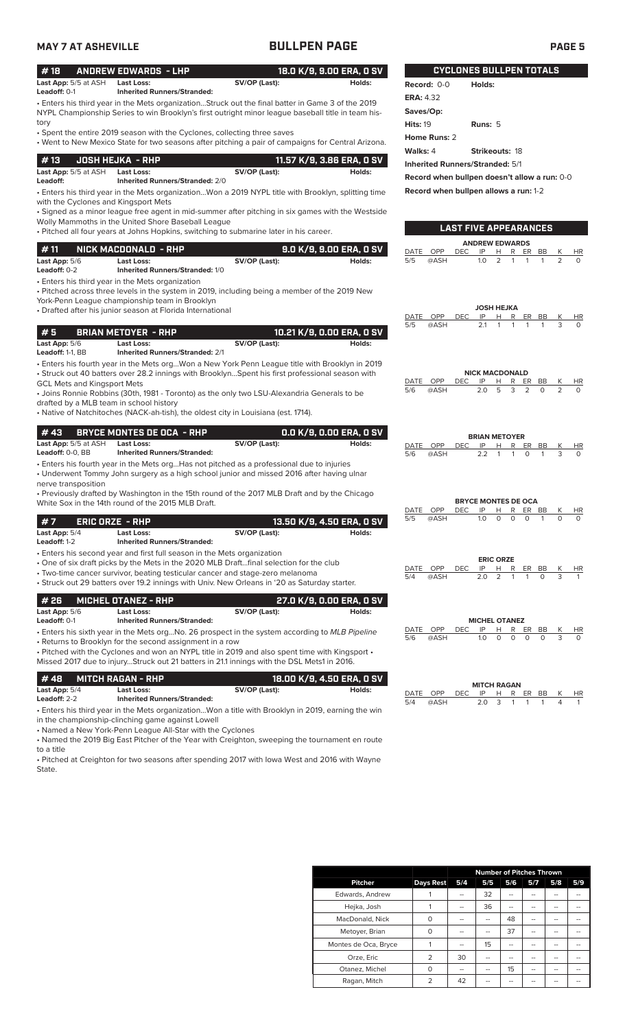# BULLPEN PAGE

MAY 7 AT ASHEVILLE

## #18 ANDREW EDWARDS - LHP — 18.0 K/9, 9.00 ERA, 0 SV

**Last App:** 5/5 at ASH **Last Loss:** **SV/OP (Last):** **Holds:**
**Leadoff:** 0-1 **Inherited Runners/Stranded:**

• Enters his third year in the Mets organization...Struck out the final batter in Game 3 of the 2019 NYPL Championship Series to win Brooklyn's first outright minor league baseball title in team history

• Spent the entire 2019 season with the Cyclones, collecting three saves

• Went to New Mexico State for two seasons after pitching a pair of campaigns for Central Arizona.

## #13 JOSH HEJKA - RHP — 11.57 K/9, 3.86 ERA, 0 SV

**Last App:** 5/5 at ASH **Last Loss:** **SV/OP (Last):** **Holds:**
**Leadoff:** **Inherited Runners/Stranded:** 2/0

• Enters his third year in the Mets organization...Won a 2019 NYPL title with Brooklyn, splitting time with the Cyclones and Kingsport Mets

• Signed as a minor league free agent in mid-summer after pitching in six games with the Westside Wolly Mammoths in the United Shore Baseball League

• Pitched all four years at Johns Hopkins, switching to submarine later in his career.

## #11 NICK MACDONALD - RHP — 9.0 K/9, 9.00 ERA, 0 SV

**Last App:** 5/6 **Last Loss:** **SV/OP (Last):** **Holds:**
**Leadoff:** 0-2 **Inherited Runners/Stranded:** 1/0

• Enters his third year in the Mets organization

• Pitched across three levels in the system in 2019, including being a member of the 2019 New York-Penn League championship team in Brooklyn

• Drafted after his junior season at Florida International

## #5 BRIAN METOYER - RHP — 10.21 K/9, 0.00 ERA, 0 SV

**Last App:** 5/6 **Last Loss:** **SV/OP (Last):** **Holds:**
**Leadoff:** 1-1, BB **Inherited Runners/Stranded:** 2/1

• Enters his fourth year in the Mets org...Won a New York Penn League title with Brooklyn in 2019

• Struck out 40 batters over 28.2 innings with Brooklyn...Spent his first professional season with GCL Mets and Kingsport Mets

• Joins Ronnie Robbins (30th, 1981 - Toronto) as the only two LSU-Alexandria Generals to be drafted by a MLB team in school history

• Native of Natchitoches (NACK-ah-tish), the oldest city in Louisiana (est. 1714).

## #43 BRYCE MONTES DE OCA - RHP — 0.0 K/9, 0.00 ERA, 0 SV

**Last App:** 5/5 at ASH **Last Loss:** **SV/OP (Last):** **Holds:**
**Leadoff:** 0-0, BB **Inherited Runners/Stranded:**

• Enters his fourth year in the Mets org...Has not pitched as a professional due to injuries

• Underwent Tommy John surgery as a high school junior and missed 2016 after having ulnar nerve transposition

• Previously drafted by Washington in the 15th round of the 2017 MLB Draft and by the Chicago White Sox in the 14th round of the 2015 MLB Draft.

## #7 ERIC ORZE - RHP — 13.50 K/9, 4.50 ERA, 0 SV

**Last App:** 5/4 **Last Loss:** **SV/OP (Last):** **Holds:**
**Leadoff:** 1-2 **Inherited Runners/Stranded:**

• Enters his second year and first full season in the Mets organization

• One of six draft picks by the Mets in the 2020 MLB Draft...final selection for the club

• Two-time cancer survivor, beating testicular cancer and stage-zero melanoma

• Struck out 29 batters over 19.2 innings with Univ. New Orleans in '20 as Saturday starter.

## #26 MICHEL OTANEZ - RHP — 27.0 K/9, 0.00 ERA, 0 SV

**Last App:** 5/6 **Last Loss:** **SV/OP (Last):** **Holds:**
**Leadoff:** 0-1 **Inherited Runners/Stranded:**

• Enters his sixth year in the Mets org...No. 26 prospect in the system according to *MLB Pipeline*

• Returns to Brooklyn for the second assignment in a row

• Pitched with the Cyclones and won an NYPL title in 2019 and also spent time with Kingsport • Missed 2017 due to injury...Struck out 21 batters in 21.1 innings with the DSL Mets1 in 2016.

## #48 MITCH RAGAN - RHP — 18.00 K/9, 4.50 ERA, 0 SV

**Last App:** 5/4 **Last Loss:** **SV/OP (Last):** **Holds:**
**Leadoff:** 2-2 **Inherited Runners/Stranded:**

• Enters his third year in the Mets organization...Won a title with Brooklyn in 2019, earning the win in the championship-clinching game against Lowell

• Named a New York-Penn League All-Star with the Cyclones

• Named the 2019 Big East Pitcher of the Year with Creighton, sweeping the tournament en route to a title

• Pitched at Creighton for two seasons after spending 2017 with Iowa West and 2016 with Wayne State.

## CYCLONES BULLPEN TOTALS

**Record:** 0-0 **Holds:**
**ERA:** 4.32
**Saves/Op:**
**Hits:** 19 **Runs:** 5
**Home Runs:** 2
**Walks:** 4 **Strikeouts:** 18
**Inherited Runners/Stranded:** 5/1
**Record when bullpen doesn't allow a run:** 0-0
**Record when bullpen allows a run:** 1-2

## LAST FIVE APPEARANCES

**ANDREW EDWARDS**

| DATE | OPP | DEC | IP | H | R | ER | BB | K | HR |
|---|---|---|---|---|---|---|---|---|---|
| 5/5 | @ASH | | 1.0 | 2 | 1 | 1 | 1 | 2 | 0 |

**JOSH HEJKA**

| DATE | OPP | DEC | IP | H | R | ER | BB | K | HR |
|---|---|---|---|---|---|---|---|---|---|
| 5/5 | @ASH | | 2.1 | 1 | 1 | 1 | 1 | 3 | 0 |

**NICK MACDONALD**

| DATE | OPP | DEC | IP | H | R | ER | BB | K | HR |
|---|---|---|---|---|---|---|---|---|---|
| 5/6 | @ASH | | 2.0 | 5 | 3 | 2 | 0 | 2 | 0 |

**BRIAN METOYER**

| DATE | OPP | DEC | IP | H | R | ER | BB | K | HR |
|---|---|---|---|---|---|---|---|---|---|
| 5/6 | @ASH | | 2.2 | 1 | 1 | 0 | 1 | 3 | 0 |

**BRYCE MONTES DE OCA**

| DATE | OPP | DEC | IP | H | R | ER | BB | K | HR |
|---|---|---|---|---|---|---|---|---|---|
| 5/5 | @ASH | | 1.0 | 0 | 0 | 0 | 1 | 0 | 0 |

**ERIC ORZE**

| DATE | OPP | DEC | IP | H | R | ER | BB | K | HR |
|---|---|---|---|---|---|---|---|---|---|
| 5/4 | @ASH | | 2.0 | 2 | 1 | 1 | 0 | 3 | 1 |

**MICHEL OTANEZ**

| DATE | OPP | DEC | IP | H | R | ER | BB | K | HR |
|---|---|---|---|---|---|---|---|---|---|
| 5/6 | @ASH | | 1.0 | 0 | 0 | 0 | 0 | 3 | 0 |

**MITCH RAGAN**

| DATE | OPP | DEC | IP | H | R | ER | BB | K | HR |
|---|---|---|---|---|---|---|---|---|---|
| 5/4 | @ASH | | 2.0 | 3 | 1 | 1 | 1 | 4 | 1 |

| | | Number of Pitches Thrown | | | | | |
|---|---|---|---|---|---|---|---|
| Pitcher | Days Rest | 5/4 | 5/5 | 5/6 | 5/7 | 5/8 | 5/9 |
| Edwards, Andrew | 1 | -- | 32 | -- | -- | -- | -- |
| Hejka, Josh | 1 | -- | 36 | -- | -- | -- | -- |
| MacDonald, Nick | 0 | -- | -- | 48 | -- | -- | -- |
| Metoyer, Brian | 0 | -- | -- | 37 | -- | -- | -- |
| Montes de Oca, Bryce | 1 | -- | 15 | -- | -- | -- | -- |
| Orze, Eric | 2 | 30 | -- | -- | -- | -- | -- |
| Otanez, Michel | 0 | -- | -- | 15 | -- | -- | -- |
| Ragan, Mitch | 2 | 42 | -- | -- | -- | -- | -- |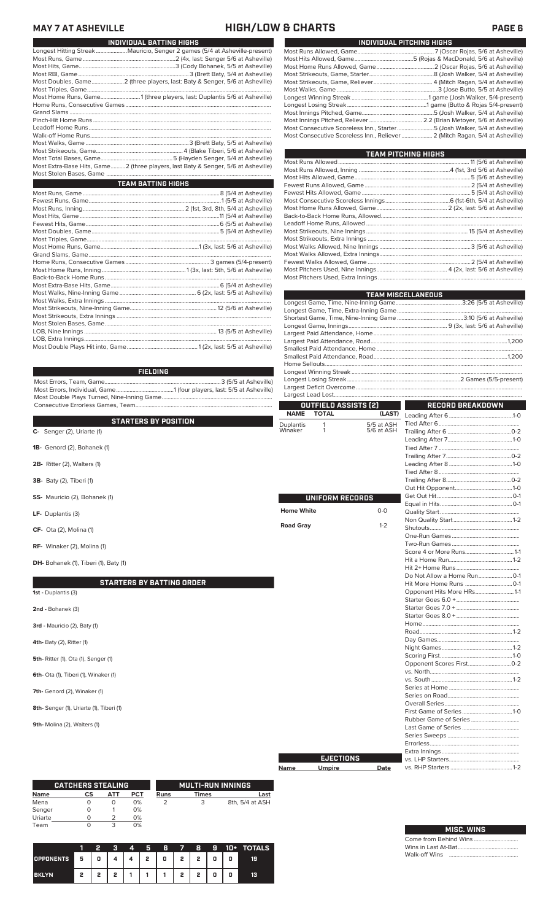# MAY 7 AT ASHEVILLE — HIGH/LOW & CHARTS

## INDIVIDUAL BATTING HIGHS

| | |
|---|---|
| Longest Hitting Streak | Mauricio, Senger 2 games (5/4 at Asheville-present) |
| Most Runs, Game | 2 (4x, last: Senger 5/6 at Asheville) |
| Most Hits, Game | 3 (Cody Bohanek, 5/5 at Asheville) |
| Most RBI, Game | 3 (Brett Baty, 5/4 at Asheville) |
| Most Doubles, Game | 2 (three players, last: Baty & Senger, 5/6 at Asheville) |
| Most Triples, Game | |
| Most Home Runs, Game | 1 (three players, last: Duplantis 5/6 at Asheville) |
| Home Runs, Consecutive Games | |
| Grand Slams | |
| Pinch-Hit Home Runs | |
| Leadoff Home Runs | |
| Walk-off Home Runs | |
| Most Walks, Game | 3 (Brett Baty, 5/5 at Asheville) |
| Most Strikeouts, Game | 4 (Blake Tiberi, 5/6 at Asheville) |
| Most Total Bases, Game | 5 (Hayden Senger, 5/6 at Asheville) |
| Most Extra-Base Hits, Game | 2 (three players, last Baty & Senger, 5/6 at Asheville) |
| Most Stolen Bases, Game | |

## TEAM BATTING HIGHS

| | |
|---|---|
| Most Runs, Game | 8 (5/4 at Asheville) |
| Fewest Runs, Game | 1 (5/5 at Asheville) |
| Most Runs, Inning | 2 (1st, 3rd, 8th, 5/4 at Asheville) |
| Most Hits, Game | 11 (5/4 at Asheville) |
| Fewest Hits, Game | 6 (5/5 at Asheville) |
| Most Doubles, Game | 5 (5/4 at Asheville) |
| Most Triples, Game | |
| Most Home Runs, Game | 1 (3x, last: 5/6 at Asheville) |
| Grand Slams, Game | |
| Home Runs, Consecutive Games | 3 games (5/4-present) |
| Most Home Runs, Inning | 1 (3x, last: 5th, 5/6 at Asheville) |
| Back-to-Back Home Runs | |
| Most Extra-Base Hits, Game | 6 (5/4 at Asheville) |
| Most Walks, Nine-Inning Game | 6 (2x, last: 5/5 at Asheville) |
| Most Walks, Extra Innings | |
| Most Strikeouts, Nine-Inning Game | 12 (5/6 at Asheville) |
| Most Strikeouts, Extra Innings | |
| Most Stolen Bases, Game | |
| LOB, Nine Innings | 13 (5/5 at Asheville) |
| LOB, Extra Innings | |
| Most Double Plays Hit into, Game | 1 (2x, last: 5/5 at Asheville) |

## FIELDING

| | |
|---|---|
| Most Errors, Team, Game | 3 (5/5 at Asheville) |
| Most Errors, Individual, Game | 1 (four players, last: 5/5 at Asheville) |
| Most Double Plays Turned, Nine-Inning Game | |
| Consecutive Errorless Games, Team | |

## STARTERS BY POSITION

**C-** Senger (2), Uriarte (1)

**1B-** Genord (2), Bohanek (1)

**2B-** Ritter (2), Walters (1)

**3B-** Baty (2), Tiberi (1)

**SS-** Mauricio (2), Bohanek (1)

**LF-** Duplantis (3)

**CF-** Ota (2), Molina (1)

**RF-** Winaker (2), Molina (1)

**DH-** Bohanek (1), Tiberi (1), Baty (1)

## STARTERS BY BATTING ORDER

**1st -** Duplantis (3)

**2nd -** Bohanek (3)

**3rd -** Mauricio (2), Baty (1)

**4th-** Baty (2), Ritter (1)

**5th-** Ritter (1), Ota (1), Senger (1)

**6th-** Ota (1), Tiberi (1), Winaker (1)

**7th-** Genord (2), Winaker (1)

**8th-** Senger (1), Uriarte (1), Tiberi (1)

**9th-** Molina (2), Walters (1)

## INDIVIDUAL PITCHING HIGHS

| | |
|---|---|
| Most Runs Allowed, Game | 7 (Oscar Rojas, 5/6 at Asheville) |
| Most Hits Allowed, Game | 5 (Rojas & MacDonald, 5/6 at Asheville) |
| Most Home Runs Allowed, Game | 2 (Oscar Rojas, 5/6 at Asheville) |
| Most Strikeouts, Game, Starter | 8 (Josh Walker, 5/4 at Asheville) |
| Most Strikeouts, Game, Reliever | 4 (Mitch Ragan, 5/4 at Asheville) |
| Most Walks, Game | 3 (Jose Butto, 5/5 at Asheville) |
| Longest Winning Streak | 1 game (Josh Walker, 5/4-present) |
| Longest Losing Streak | 1 game (Butto & Rojas 5/4-present) |
| Most Innings Pitched, Game | 5 (Josh Walker, 5/4 at Asheville) |
| Most Innings Pitched, Reliever | 2.2 (Brian Metoyer, 5/6 at Asheville) |
| Most Consecutive Scoreless Inn., Starter | 5 (Josh Walker, 5/4 at Asheville) |
| Most Consecutive Scoreless Inn., Reliever | 2 (Mitch Ragan, 5/4 at Asheville) |

## TEAM PITCHING HIGHS

| | |
|---|---|
| Most Runs Allowed | 11 (5/6 at Asheville) |
| Most Runs Allowed, Inning | 4 (1st, 3rd 5/6 at Asheville) |
| Most Hits Allowed, Game | 5 (5/6 at Asheville) |
| Fewest Runs Allowed, Game | 2 (5/4 at Asheville) |
| Fewest Hits Allowed, Game | 5 (5/4 at Asheville) |
| Most Consecutive Scoreless Innings | 6 (1st-6th, 5/4 at Asheville) |
| Most Home Runs Allowed, Game | 2 (2x, last: 5/6 at Asheville) |
| Back-to-Back Home Runs, Allowed | |
| Leadoff Home Runs, Allowed | |
| Most Strikeouts, Nine Innings | 15 (5/4 at Asheville) |
| Most Strikeouts, Extra Innings | |
| Most Walks Allowed, Nine Innings | 3 (5/6 at Asheville) |
| Most Walks Allowed, Extra Innings | |
| Fewest Walks Allowed, Game | 2 (5/4 at Asheville) |
| Most Pitchers Used, Nine Innings | 4 (2x, last: 5/6 at Asheville) |
| Most Pitchers Used, Extra Innings | |

## TEAM MISCELLANEOUS

| | |
|---|---|
| Longest Game, Time, Nine-Inning Game | 3:26 (5/5 at Asheville) |
| Longest Game, Time, Extra-Inning Game | |
| Shortest Game, Time, Nine-Inning Game | 3:10 (5/6 at Asheville) |
| Longest Game, Innings | 9 (3x, last: 5/6 at Asheville) |
| Largest Paid Attendance, Home | |
| Largest Paid Attendance, Road | 1,200 |
| Smallest Paid Attendance, Home | |
| Smallest Paid Attendance, Road | 1,200 |
| Home Sellouts | |
| Longest Winning Streak | |
| Longest Losing Streak | 2 Games (5/5-present) |
| Largest Deficit Overcome | |
| Largest Lead Lost | |

## OUTFIELD ASSISTS (2)

| NAME | TOTAL | (LAST) |
|---|---|---|
| Duplantis | 1 | 5/5 at ASH |
| Winaker | 1 | 5/6 at ASH |

## UNIFORM RECORDS

| | |
|---|---|
| Home White | 0-0 |
| Road Gray | 1-2 |

## EJECTIONS

| Name | Umpire | Date |
|---|---|---|

## RECORD BREAKDOWN

| | |
|---|---|
| Leading After 6 | 1-0 |
| Tied After 6 | |
| Trailing After 6 | 0-2 |
| Leading After 7 | 1-0 |
| Tied After 7 | |
| Trailing After 7 | 0-2 |
| Leading After 8 | 1-0 |
| Tied After 8 | |
| Trailing After 8 | 0-2 |
| Out Hit Opponent | 1-0 |
| Get Out Hit | 0-1 |
| Equal in Hits | 0-1 |
| Quality Start | |
| Non Quality Start | 1-2 |
| Shutouts | |
| One-Run Games | |
| Two-Run Games | |
| Score 4 or More Runs | 1-1 |
| Hit a Home Run | 1-2 |
| Hit 2+ Home Runs | |
| Do Not Allow a Home Run | 0-1 |
| Hit More Home Runs | 0-1 |
| Opponent Hits More HRs | 1-1 |
| Starter Goes 6.0 + | |
| Starter Goes 7.0 + | |
| Starter Goes 8.0 + | |
| Home | |
| Road | 1-2 |
| Day Games | |
| Night Games | 1-2 |
| Scoring First | 1-0 |
| Opponent Scores First | 0-2 |
| vs. North | |
| vs. South | 1-2 |
| Series at Home | |
| Series on Road | |
| Overall Series | |
| First Game of Series | 1-0 |
| Rubber Game of Series | |
| Last Game of Series | |
| Series Sweeps | |
| Errorless | |
| Extra Innings | |
| vs. LHP Starters | |
| vs. RHP Starters | 1-2 |

## CATCHERS STEALING

| Name | CS | ATT | PCT |
|---|---|---|---|
| Mena | 0 | 0 | 0% |
| Senger | 0 | 1 | 0% |
| Uriarte | 0 | 2 | 0% |
| Team | 0 | 3 | 0% |

## MULTI-RUN INNINGS

| Runs | Times | Last |
|---|---|---|
| 2 | 3 | 8th, 5/4 at ASH |

| | 1 | 2 | 3 | 4 | 5 | 6 | 7 | 8 | 9 | 10+ | TOTALS |
|---|---|---|---|---|---|---|---|---|---|---|---|
| OPPONENTS | 5 | 0 | 4 | 4 | 2 | 0 | 2 | 2 | 0 | 0 | 19 |
| BKLYN | 2 | 2 | 2 | 1 | 1 | 1 | 2 | 2 | 0 | 0 | 13 |

## MISC. WINS

| | |
|---|---|
| Come from Behind Wins | |
| Wins in Last At-Bat | |
| Walk-off Wins | |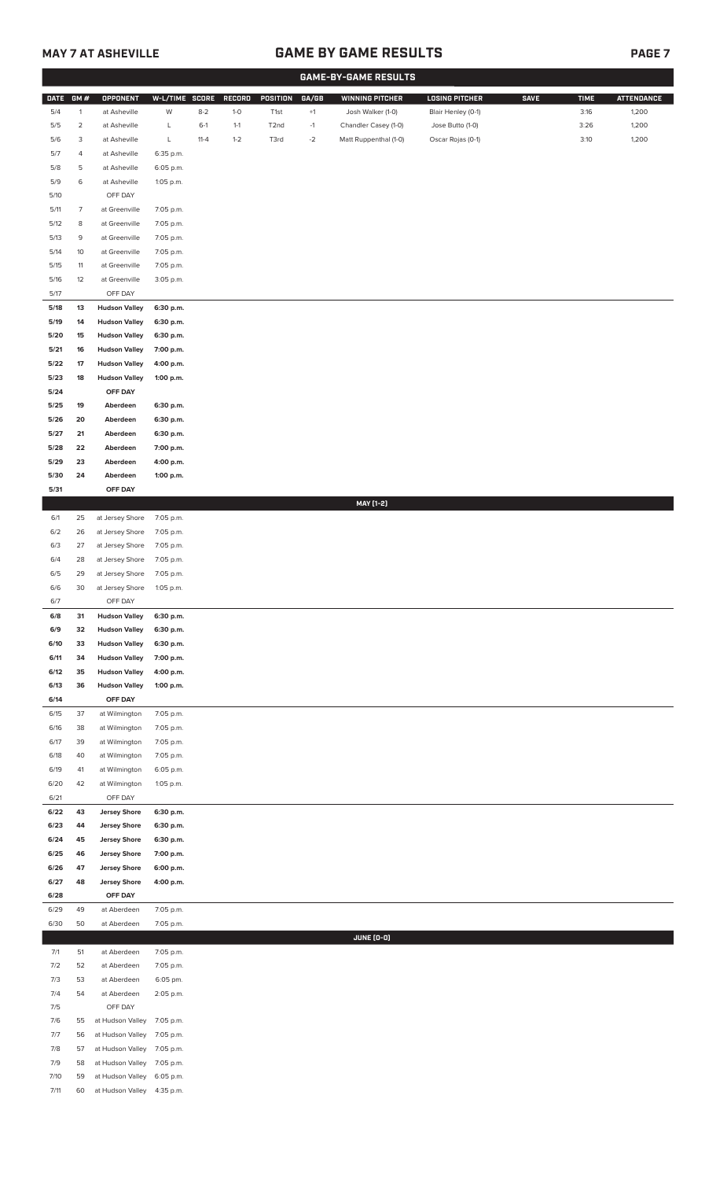## MAY 7 AT ASHEVILLE

# GAME BY GAME RESULTS

### GAME-BY-GAME RESULTS

| DATE | GM # | OPPONENT | W-L/TIME | SCORE | RECORD | POSITION | GA/GB | WINNING PITCHER | LOSING PITCHER | SAVE | TIME | ATTENDANCE |
|---|---|---|---|---|---|---|---|---|---|---|---|---|
| 5/4 | 1 | at Asheville | W | 8-2 | 1-0 | T1st | +1 | Josh Walker (1-0) | Blair Henley (0-1) | | 3:16 | 1,200 |
| 5/5 | 2 | at Asheville | L | 6-1 | 1-1 | T2nd | -1 | Chandler Casey (1-0) | Jose Butto (1-0) | | 3:26 | 1,200 |
| 5/6 | 3 | at Asheville | L | 11-4 | 1-2 | T3rd | -2 | Matt Ruppenthal (1-0) | Oscar Rojas (0-1) | | 3:10 | 1,200 |
| 5/7 | 4 | at Asheville | 6:35 p.m. | | | | | | | | | |
| 5/8 | 5 | at Asheville | 6:05 p.m. | | | | | | | | | |
| 5/9 | 6 | at Asheville | 1:05 p.m. | | | | | | | | | |
| 5/10 | | OFF DAY | | | | | | | | | | |
| 5/11 | 7 | at Greenville | 7:05 p.m. | | | | | | | | | |
| 5/12 | 8 | at Greenville | 7:05 p.m. | | | | | | | | | |
| 5/13 | 9 | at Greenville | 7:05 p.m. | | | | | | | | | |
| 5/14 | 10 | at Greenville | 7:05 p.m. | | | | | | | | | |
| 5/15 | 11 | at Greenville | 7:05 p.m. | | | | | | | | | |
| 5/16 | 12 | at Greenville | 3:05 p.m. | | | | | | | | | |
| 5/17 | | OFF DAY | | | | | | | | | | |
| **5/18** | **13** | **Hudson Valley** | **6:30 p.m.** | | | | | | | | | |
| **5/19** | **14** | **Hudson Valley** | **6:30 p.m.** | | | | | | | | | |
| **5/20** | **15** | **Hudson Valley** | **6:30 p.m.** | | | | | | | | | |
| **5/21** | **16** | **Hudson Valley** | **7:00 p.m.** | | | | | | | | | |
| **5/22** | **17** | **Hudson Valley** | **4:00 p.m.** | | | | | | | | | |
| **5/23** | **18** | **Hudson Valley** | **1:00 p.m.** | | | | | | | | | |
| **5/24** | | **OFF DAY** | | | | | | | | | | |
| **5/25** | **19** | **Aberdeen** | **6:30 p.m.** | | | | | | | | | |
| **5/26** | **20** | **Aberdeen** | **6:30 p.m.** | | | | | | | | | |
| **5/27** | **21** | **Aberdeen** | **6:30 p.m.** | | | | | | | | | |
| **5/28** | **22** | **Aberdeen** | **7:00 p.m.** | | | | | | | | | |
| **5/29** | **23** | **Aberdeen** | **4:00 p.m.** | | | | | | | | | |
| **5/30** | **24** | **Aberdeen** | **1:00 p.m.** | | | | | | | | | |
| **5/31** | | **OFF DAY** | | | | | | | | | | |
| | | | | | | | | **MAY [1-2]** | | | | |
| 6/1 | 25 | at Jersey Shore | 7:05 p.m. | | | | | | | | | |
| 6/2 | 26 | at Jersey Shore | 7:05 p.m. | | | | | | | | | |
| 6/3 | 27 | at Jersey Shore | 7:05 p.m. | | | | | | | | | |
| 6/4 | 28 | at Jersey Shore | 7:05 p.m. | | | | | | | | | |
| 6/5 | 29 | at Jersey Shore | 7:05 p.m. | | | | | | | | | |
| 6/6 | 30 | at Jersey Shore | 1:05 p.m. | | | | | | | | | |
| 6/7 | | OFF DAY | | | | | | | | | | |
| **6/8** | **31** | **Hudson Valley** | **6:30 p.m.** | | | | | | | | | |
| **6/9** | **32** | **Hudson Valley** | **6:30 p.m.** | | | | | | | | | |
| **6/10** | **33** | **Hudson Valley** | **6:30 p.m.** | | | | | | | | | |
| **6/11** | **34** | **Hudson Valley** | **7:00 p.m.** | | | | | | | | | |
| **6/12** | **35** | **Hudson Valley** | **4:00 p.m.** | | | | | | | | | |
| **6/13** | **36** | **Hudson Valley** | **1:00 p.m.** | | | | | | | | | |
| **6/14** | | **OFF DAY** | | | | | | | | | | |
| 6/15 | 37 | at Wilmington | 7:05 p.m. | | | | | | | | | |
| 6/16 | 38 | at Wilmington | 7:05 p.m. | | | | | | | | | |
| 6/17 | 39 | at Wilmington | 7:05 p.m. | | | | | | | | | |
| 6/18 | 40 | at Wilmington | 7:05 p.m. | | | | | | | | | |
| 6/19 | 41 | at Wilmington | 6:05 p.m. | | | | | | | | | |
| 6/20 | 42 | at Wilmington | 1:05 p.m. | | | | | | | | | |
| 6/21 | | OFF DAY | | | | | | | | | | |
| **6/22** | **43** | **Jersey Shore** | **6:30 p.m.** | | | | | | | | | |
| **6/23** | **44** | **Jersey Shore** | **6:30 p.m.** | | | | | | | | | |
| **6/24** | **45** | **Jersey Shore** | **6:30 p.m.** | | | | | | | | | |
| **6/25** | **46** | **Jersey Shore** | **7:00 p.m.** | | | | | | | | | |
| **6/26** | **47** | **Jersey Shore** | **6:00 p.m.** | | | | | | | | | |
| **6/27** | **48** | **Jersey Shore** | **4:00 p.m.** | | | | | | | | | |
| **6/28** | | **OFF DAY** | | | | | | | | | | |
| 6/29 | 49 | at Aberdeen | 7:05 p.m. | | | | | | | | | |
| 6/30 | 50 | at Aberdeen | 7:05 p.m. | | | | | | | | | |
| | | | | | | | | **JUNE [0-0]** | | | | |
| 7/1 | 51 | at Aberdeen | 7:05 p.m. | | | | | | | | | |
| 7/2 | 52 | at Aberdeen | 7:05 p.m. | | | | | | | | | |
| 7/3 | 53 | at Aberdeen | 6:05 pm. | | | | | | | | | |
| 7/4 | 54 | at Aberdeen | 2:05 p.m. | | | | | | | | | |
| 7/5 | | OFF DAY | | | | | | | | | | |
| 7/6 | 55 | at Hudson Valley | 7:05 p.m. | | | | | | | | | |
| 7/7 | 56 | at Hudson Valley | 7:05 p.m. | | | | | | | | | |
| 7/8 | 57 | at Hudson Valley | 7:05 p.m. | | | | | | | | | |
| 7/9 | 58 | at Hudson Valley | 7:05 p.m. | | | | | | | | | |
| 7/10 | 59 | at Hudson Valley | 6:05 p.m. | | | | | | | | | |
| 7/11 | 60 | at Hudson Valley | 4:35 p.m. | | | | | | | | | |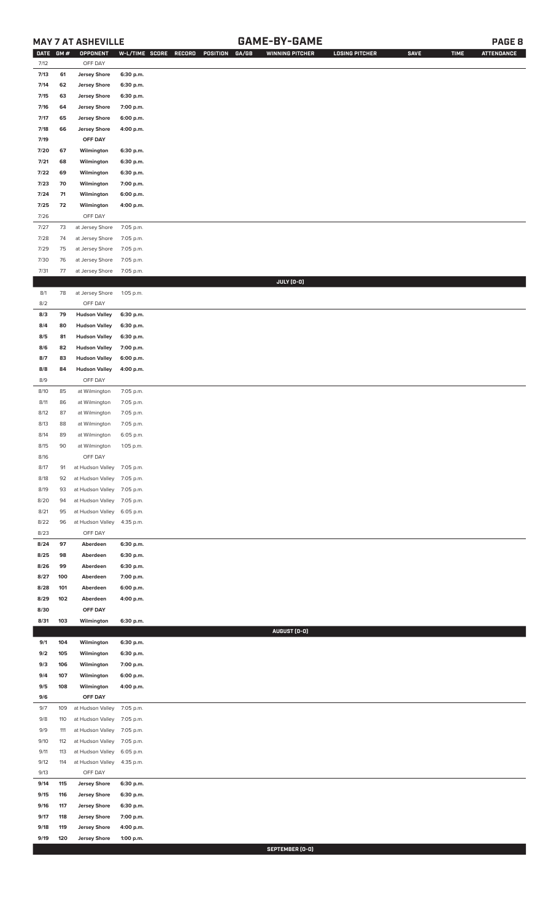# MAY 7 AT ASHEVILLE — GAME-BY-GAME

| DATE | GM # | OPPONENT | W-L/TIME | SCORE | RECORD | POSITION | GA/GB | WINNING PITCHER | LOSING PITCHER | SAVE | TIME | ATTENDANCE |
|---|---|---|---|---|---|---|---|---|---|---|---|---|
| 7/12 | | OFF DAY | | | | | | | | | | |
| 7/13 | 61 | Jersey Shore | 6:30 p.m. | | | | | | | | | |
| 7/14 | 62 | Jersey Shore | 6:30 p.m. | | | | | | | | | |
| 7/15 | 63 | Jersey Shore | 6:30 p.m. | | | | | | | | | |
| 7/16 | 64 | Jersey Shore | 7:00 p.m. | | | | | | | | | |
| 7/17 | 65 | Jersey Shore | 6:00 p.m. | | | | | | | | | |
| 7/18 | 66 | Jersey Shore | 4:00 p.m. | | | | | | | | | |
| 7/19 | | OFF DAY | | | | | | | | | | |
| 7/20 | 67 | Wilmington | 6:30 p.m. | | | | | | | | | |
| 7/21 | 68 | Wilmington | 6:30 p.m. | | | | | | | | | |
| 7/22 | 69 | Wilmington | 6:30 p.m. | | | | | | | | | |
| 7/23 | 70 | Wilmington | 7:00 p.m. | | | | | | | | | |
| 7/24 | 71 | Wilmington | 6:00 p.m. | | | | | | | | | |
| 7/25 | 72 | Wilmington | 4:00 p.m. | | | | | | | | | |
| 7/26 | | OFF DAY | | | | | | | | | | |
| 7/27 | 73 | at Jersey Shore | 7:05 p.m. | | | | | | | | | |
| 7/28 | 74 | at Jersey Shore | 7:05 p.m. | | | | | | | | | |
| 7/29 | 75 | at Jersey Shore | 7:05 p.m. | | | | | | | | | |
| 7/30 | 76 | at Jersey Shore | 7:05 p.m. | | | | | | | | | |
| 7/31 | 77 | at Jersey Shore | 7:05 p.m. | | | | | | | | | |
| | | | | | | | | JULY (0-0) | | | | |
| 8/1 | 78 | at Jersey Shore | 1:05 p.m. | | | | | | | | | |
| 8/2 | | OFF DAY | | | | | | | | | | |
| 8/3 | 79 | Hudson Valley | 6:30 p.m. | | | | | | | | | |
| 8/4 | 80 | Hudson Valley | 6:30 p.m. | | | | | | | | | |
| 8/5 | 81 | Hudson Valley | 6:30 p.m. | | | | | | | | | |
| 8/6 | 82 | Hudson Valley | 7:00 p.m. | | | | | | | | | |
| 8/7 | 83 | Hudson Valley | 6:00 p.m. | | | | | | | | | |
| 8/8 | 84 | Hudson Valley | 4:00 p.m. | | | | | | | | | |
| 8/9 | | OFF DAY | | | | | | | | | | |
| 8/10 | 85 | at Wilmington | 7:05 p.m. | | | | | | | | | |
| 8/11 | 86 | at Wilmington | 7:05 p.m. | | | | | | | | | |
| 8/12 | 87 | at Wilmington | 7:05 p.m. | | | | | | | | | |
| 8/13 | 88 | at Wilmington | 7:05 p.m. | | | | | | | | | |
| 8/14 | 89 | at Wilmington | 6:05 p.m. | | | | | | | | | |
| 8/15 | 90 | at Wilmington | 1:05 p.m. | | | | | | | | | |
| 8/16 | | OFF DAY | | | | | | | | | | |
| 8/17 | 91 | at Hudson Valley | 7:05 p.m. | | | | | | | | | |
| 8/18 | 92 | at Hudson Valley | 7:05 p.m. | | | | | | | | | |
| 8/19 | 93 | at Hudson Valley | 7:05 p.m. | | | | | | | | | |
| 8/20 | 94 | at Hudson Valley | 7:05 p.m. | | | | | | | | | |
| 8/21 | 95 | at Hudson Valley | 6:05 p.m. | | | | | | | | | |
| 8/22 | 96 | at Hudson Valley | 4:35 p.m. | | | | | | | | | |
| 8/23 | | OFF DAY | | | | | | | | | | |
| 8/24 | 97 | Aberdeen | 6:30 p.m. | | | | | | | | | |
| 8/25 | 98 | Aberdeen | 6:30 p.m. | | | | | | | | | |
| 8/26 | 99 | Aberdeen | 6:30 p.m. | | | | | | | | | |
| 8/27 | 100 | Aberdeen | 7:00 p.m. | | | | | | | | | |
| 8/28 | 101 | Aberdeen | 6:00 p.m. | | | | | | | | | |
| 8/29 | 102 | Aberdeen | 4:00 p.m. | | | | | | | | | |
| 8/30 | | OFF DAY | | | | | | | | | | |
| 8/31 | 103 | Wilmington | 6:30 p.m. | | | | | | | | | |
| | | | | | | | | AUGUST (0-0) | | | | |
| 9/1 | 104 | Wilmington | 6:30 p.m. | | | | | | | | | |
| 9/2 | 105 | Wilmington | 6:30 p.m. | | | | | | | | | |
| 9/3 | 106 | Wilmington | 7:00 p.m. | | | | | | | | | |
| 9/4 | 107 | Wilmington | 6:00 p.m. | | | | | | | | | |
| 9/5 | 108 | Wilmington | 4:00 p.m. | | | | | | | | | |
| 9/6 | | OFF DAY | | | | | | | | | | |
| 9/7 | 109 | at Hudson Valley | 7:05 p.m. | | | | | | | | | |
| 9/8 | 110 | at Hudson Valley | 7:05 p.m. | | | | | | | | | |
| 9/9 | 111 | at Hudson Valley | 7:05 p.m. | | | | | | | | | |
| 9/10 | 112 | at Hudson Valley | 7:05 p.m. | | | | | | | | | |
| 9/11 | 113 | at Hudson Valley | 6:05 p.m. | | | | | | | | | |
| 9/12 | 114 | at Hudson Valley | 4:35 p.m. | | | | | | | | | |
| 9/13 | | OFF DAY | | | | | | | | | | |
| 9/14 | 115 | Jersey Shore | 6:30 p.m. | | | | | | | | | |
| 9/15 | 116 | Jersey Shore | 6:30 p.m. | | | | | | | | | |
| 9/16 | 117 | Jersey Shore | 6:30 p.m. | | | | | | | | | |
| 9/17 | 118 | Jersey Shore | 7:00 p.m. | | | | | | | | | |
| 9/18 | 119 | Jersey Shore | 4:00 p.m. | | | | | | | | | |
| 9/19 | 120 | Jersey Shore | 1:00 p.m. | | | | | | | | | |
| | | | | | | | | SEPTEMBER (0-0) | | | | |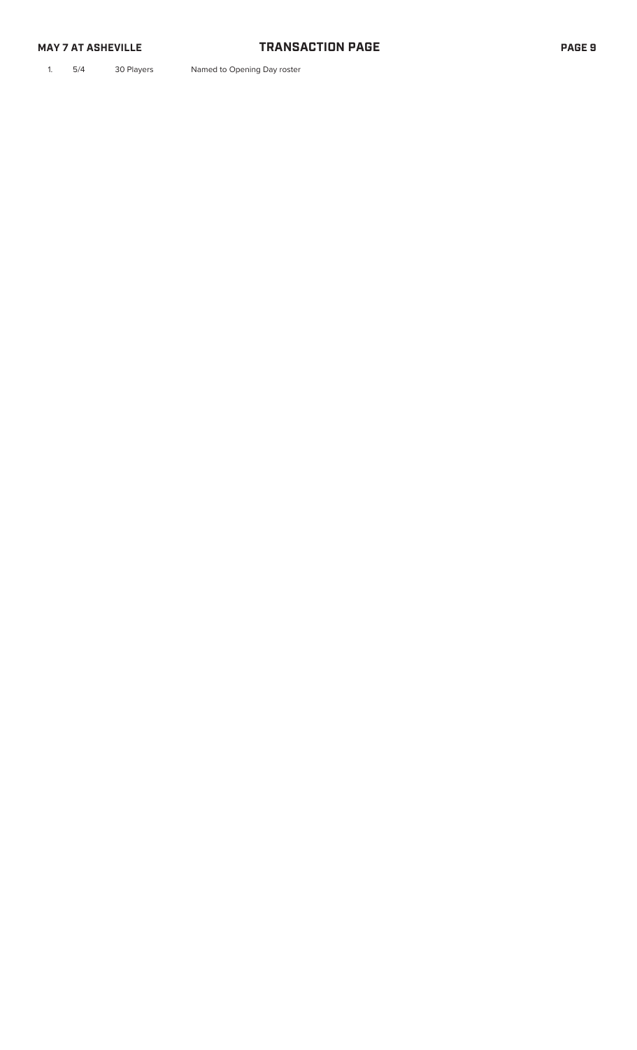## TRANSACTION PAGE

| | | | |
|---|---|---|---|
| 1. | 5/4 | 30 Players | Named to Opening Day roster |